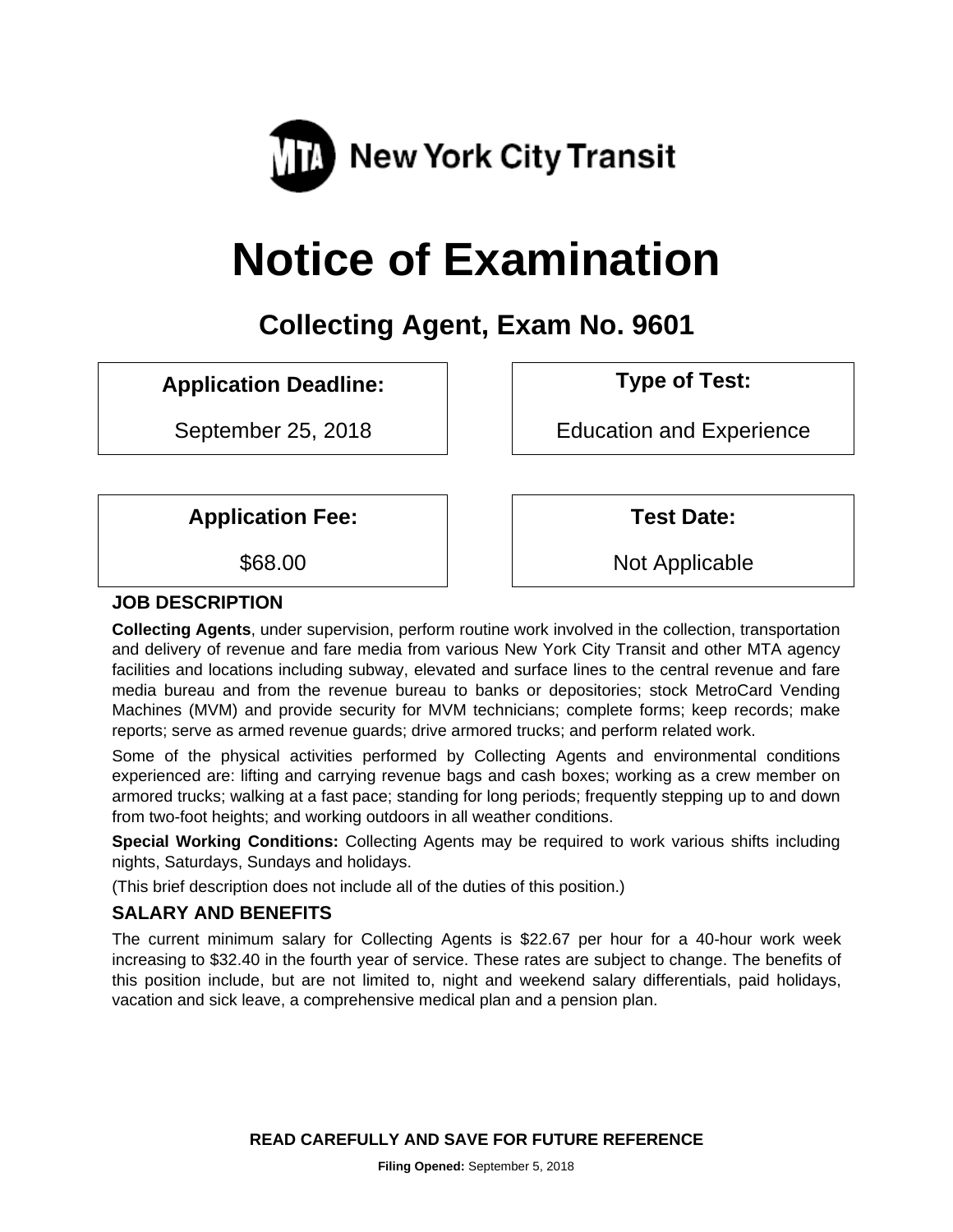New York City Transit

# Notice of Examination

## Collecting Agent, Exam No. 9601

| Application Deadline: | Type of Test: |
| --- | --- |
| September 25, 2018 | Education and Experience |

| Application Fee: | Test Date: |
| --- | --- |
| $68.00 | Not Applicable |

### JOB DESCRIPTION

**Collecting Agents**, under supervision, perform routine work involved in the collection, transportation and delivery of revenue and fare media from various New York City Transit and other MTA agency facilities and locations including subway, elevated and surface lines to the central revenue and fare media bureau and from the revenue bureau to banks or depositories; stock MetroCard Vending Machines (MVM) and provide security for MVM technicians; complete forms; keep records; make reports; serve as armed revenue guards; drive armored trucks; and perform related work.

Some of the physical activities performed by Collecting Agents and environmental conditions experienced are: lifting and carrying revenue bags and cash boxes; working as a crew member on armored trucks; walking at a fast pace; standing for long periods; frequently stepping up to and down from two-foot heights; and working outdoors in all weather conditions.

**Special Working Conditions:** Collecting Agents may be required to work various shifts including nights, Saturdays, Sundays and holidays.

(This brief description does not include all of the duties of this position.)

### SALARY AND BENEFITS

The current minimum salary for Collecting Agents is $22.67 per hour for a 40-hour work week increasing to $32.40 in the fourth year of service. These rates are subject to change. The benefits of this position include, but are not limited to, night and weekend salary differentials, paid holidays, vacation and sick leave, a comprehensive medical plan and a pension plan.

**READ CAREFULLY AND SAVE FOR FUTURE REFERENCE**

**Filing Opened:** September 5, 2018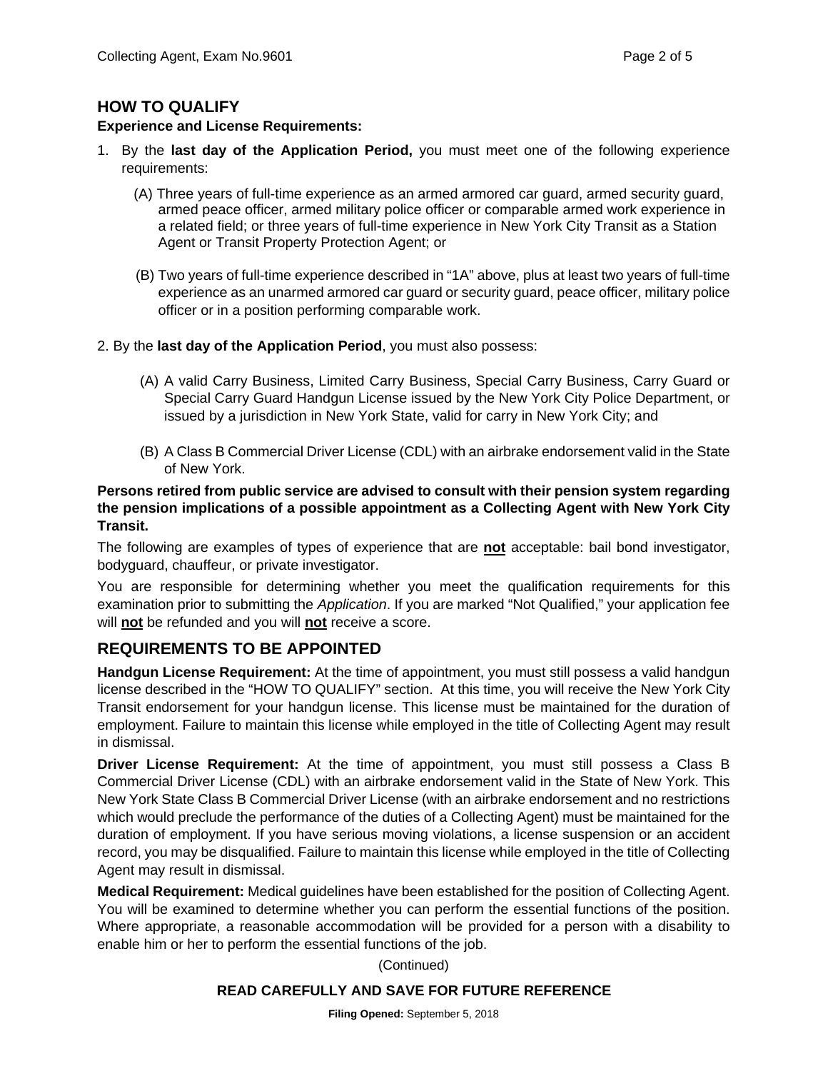## HOW TO QUALIFY

**Experience and License Requirements:**

1. By the **last day of the Application Period,** you must meet one of the following experience requirements:

   (A) Three years of full-time experience as an armed armored car guard, armed security guard, armed peace officer, armed military police officer or comparable armed work experience in a related field; or three years of full-time experience in New York City Transit as a Station Agent or Transit Property Protection Agent; or

   (B) Two years of full-time experience described in "1A" above, plus at least two years of full-time experience as an unarmed armored car guard or security guard, peace officer, military police officer or in a position performing comparable work.

2. By the **last day of the Application Period**, you must also possess:

   (A) A valid Carry Business, Limited Carry Business, Special Carry Business, Carry Guard or Special Carry Guard Handgun License issued by the New York City Police Department, or issued by a jurisdiction in New York State, valid for carry in New York City; and

   (B) A Class B Commercial Driver License (CDL) with an airbrake endorsement valid in the State of New York.

**Persons retired from public service are advised to consult with their pension system regarding the pension implications of a possible appointment as a Collecting Agent with New York City Transit.**

The following are examples of types of experience that are **not** acceptable: bail bond investigator, bodyguard, chauffeur, or private investigator.

You are responsible for determining whether you meet the qualification requirements for this examination prior to submitting the *Application*. If you are marked "Not Qualified," your application fee will **not** be refunded and you will **not** receive a score.

## REQUIREMENTS TO BE APPOINTED

**Handgun License Requirement:** At the time of appointment, you must still possess a valid handgun license described in the "HOW TO QUALIFY" section. At this time, you will receive the New York City Transit endorsement for your handgun license. This license must be maintained for the duration of employment. Failure to maintain this license while employed in the title of Collecting Agent may result in dismissal.

**Driver License Requirement:** At the time of appointment, you must still possess a Class B Commercial Driver License (CDL) with an airbrake endorsement valid in the State of New York. This New York State Class B Commercial Driver License (with an airbrake endorsement and no restrictions which would preclude the performance of the duties of a Collecting Agent) must be maintained for the duration of employment. If you have serious moving violations, a license suspension or an accident record, you may be disqualified. Failure to maintain this license while employed in the title of Collecting Agent may result in dismissal.

**Medical Requirement:** Medical guidelines have been established for the position of Collecting Agent. You will be examined to determine whether you can perform the essential functions of the position. Where appropriate, a reasonable accommodation will be provided for a person with a disability to enable him or her to perform the essential functions of the job.

(Continued)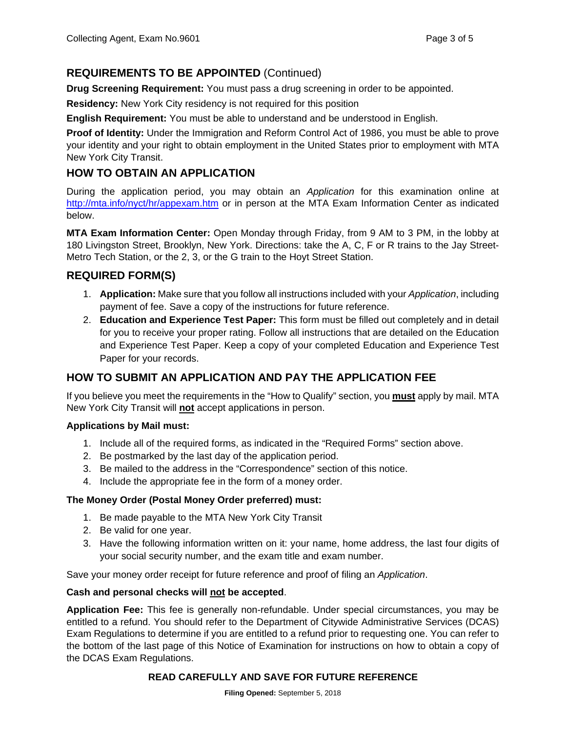## REQUIREMENTS TO BE APPOINTED (Continued)

**Drug Screening Requirement:** You must pass a drug screening in order to be appointed.

**Residency:** New York City residency is not required for this position

**English Requirement:** You must be able to understand and be understood in English.

**Proof of Identity:** Under the Immigration and Reform Control Act of 1986, you must be able to prove your identity and your right to obtain employment in the United States prior to employment with MTA New York City Transit.

## HOW TO OBTAIN AN APPLICATION

During the application period, you may obtain an *Application* for this examination online at http://mta.info/nyct/hr/appexam.htm or in person at the MTA Exam Information Center as indicated below.

**MTA Exam Information Center:** Open Monday through Friday, from 9 AM to 3 PM, in the lobby at 180 Livingston Street, Brooklyn, New York. Directions: take the A, C, F or R trains to the Jay Street-Metro Tech Station, or the 2, 3, or the G train to the Hoyt Street Station.

## REQUIRED FORM(S)

1. **Application:** Make sure that you follow all instructions included with your *Application*, including payment of fee. Save a copy of the instructions for future reference.
2. **Education and Experience Test Paper:** This form must be filled out completely and in detail for you to receive your proper rating. Follow all instructions that are detailed on the Education and Experience Test Paper. Keep a copy of your completed Education and Experience Test Paper for your records.

## HOW TO SUBMIT AN APPLICATION AND PAY THE APPLICATION FEE

If you believe you meet the requirements in the "How to Qualify" section, you **must** apply by mail. MTA New York City Transit will **not** accept applications in person.

**Applications by Mail must:**

1. Include all of the required forms, as indicated in the "Required Forms" section above.
2. Be postmarked by the last day of the application period.
3. Be mailed to the address in the "Correspondence" section of this notice.
4. Include the appropriate fee in the form of a money order.

**The Money Order (Postal Money Order preferred) must:**

1. Be made payable to the MTA New York City Transit
2. Be valid for one year.
3. Have the following information written on it: your name, home address, the last four digits of your social security number, and the exam title and exam number.

Save your money order receipt for future reference and proof of filing an *Application*.

**Cash and personal checks will not be accepted**.

**Application Fee:** This fee is generally non-refundable. Under special circumstances, you may be entitled to a refund. You should refer to the Department of Citywide Administrative Services (DCAS) Exam Regulations to determine if you are entitled to a refund prior to requesting one. You can refer to the bottom of the last page of this Notice of Examination for instructions on how to obtain a copy of the DCAS Exam Regulations.

**READ CAREFULLY AND SAVE FOR FUTURE REFERENCE**

**Filing Opened:** September 5, 2018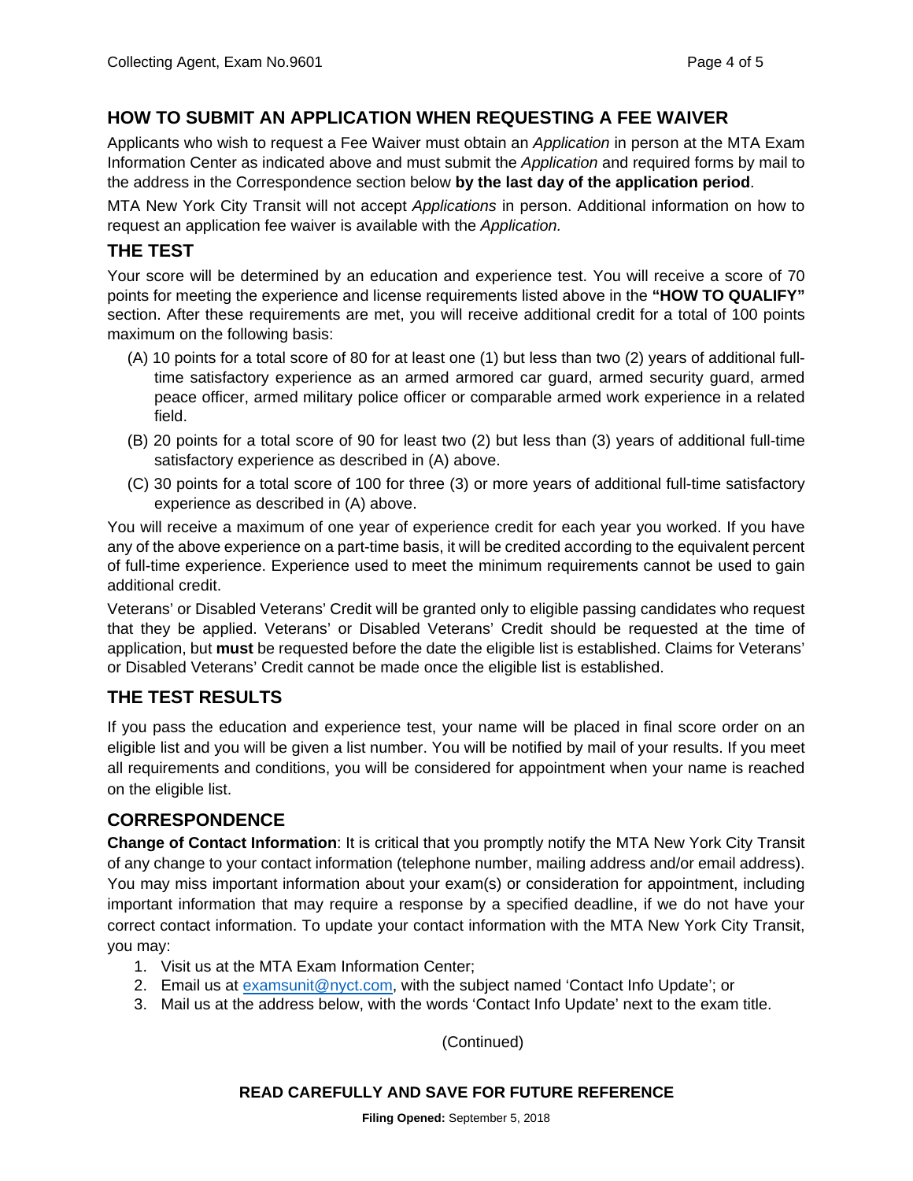## HOW TO SUBMIT AN APPLICATION WHEN REQUESTING A FEE WAIVER

Applicants who wish to request a Fee Waiver must obtain an *Application* in person at the MTA Exam Information Center as indicated above and must submit the *Application* and required forms by mail to the address in the Correspondence section below **by the last day of the application period**.

MTA New York City Transit will not accept *Applications* in person. Additional information on how to request an application fee waiver is available with the *Application.*

## THE TEST

Your score will be determined by an education and experience test. You will receive a score of 70 points for meeting the experience and license requirements listed above in the **"HOW TO QUALIFY"** section. After these requirements are met, you will receive additional credit for a total of 100 points maximum on the following basis:

(A) 10 points for a total score of 80 for at least one (1) but less than two (2) years of additional full-time satisfactory experience as an armed armored car guard, armed security guard, armed peace officer, armed military police officer or comparable armed work experience in a related field.

(B) 20 points for a total score of 90 for least two (2) but less than (3) years of additional full-time satisfactory experience as described in (A) above.

(C) 30 points for a total score of 100 for three (3) or more years of additional full-time satisfactory experience as described in (A) above.

You will receive a maximum of one year of experience credit for each year you worked. If you have any of the above experience on a part-time basis, it will be credited according to the equivalent percent of full-time experience. Experience used to meet the minimum requirements cannot be used to gain additional credit.

Veterans' or Disabled Veterans' Credit will be granted only to eligible passing candidates who request that they be applied. Veterans' or Disabled Veterans' Credit should be requested at the time of application, but **must** be requested before the date the eligible list is established. Claims for Veterans' or Disabled Veterans' Credit cannot be made once the eligible list is established.

## THE TEST RESULTS

If you pass the education and experience test, your name will be placed in final score order on an eligible list and you will be given a list number. You will be notified by mail of your results. If you meet all requirements and conditions, you will be considered for appointment when your name is reached on the eligible list.

## CORRESPONDENCE

**Change of Contact Information**: It is critical that you promptly notify the MTA New York City Transit of any change to your contact information (telephone number, mailing address and/or email address). You may miss important information about your exam(s) or consideration for appointment, including important information that may require a response by a specified deadline, if we do not have your correct contact information. To update your contact information with the MTA New York City Transit, you may:

1. Visit us at the MTA Exam Information Center;
2. Email us at examsunit@nyct.com, with the subject named 'Contact Info Update'; or
3. Mail us at the address below, with the words 'Contact Info Update' next to the exam title.

(Continued)

**READ CAREFULLY AND SAVE FOR FUTURE REFERENCE**

**Filing Opened:** September 5, 2018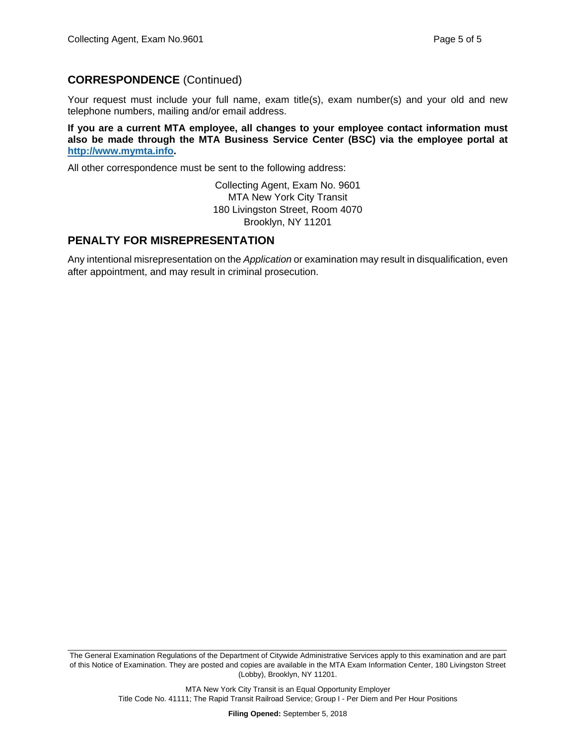## CORRESPONDENCE (Continued)

Your request must include your full name, exam title(s), exam number(s) and your old and new telephone numbers, mailing and/or email address.

**If you are a current MTA employee, all changes to your employee contact information must also be made through the MTA Business Service Center (BSC) via the employee portal at [http://www.mymta.info](http://www.mymta.info).**

All other correspondence must be sent to the following address:

Collecting Agent, Exam No. 9601
MTA New York City Transit
180 Livingston Street, Room 4070
Brooklyn, NY 11201

## PENALTY FOR MISREPRESENTATION

Any intentional misrepresentation on the *Application* or examination may result in disqualification, even after appointment, and may result in criminal prosecution.

---

The General Examination Regulations of the Department of Citywide Administrative Services apply to this examination and are part of this Notice of Examination. They are posted and copies are available in the MTA Exam Information Center, 180 Livingston Street (Lobby), Brooklyn, NY 11201.

MTA New York City Transit is an Equal Opportunity Employer
Title Code No. 41111; The Rapid Transit Railroad Service; Group I - Per Diem and Per Hour Positions

**Filing Opened:** September 5, 2018